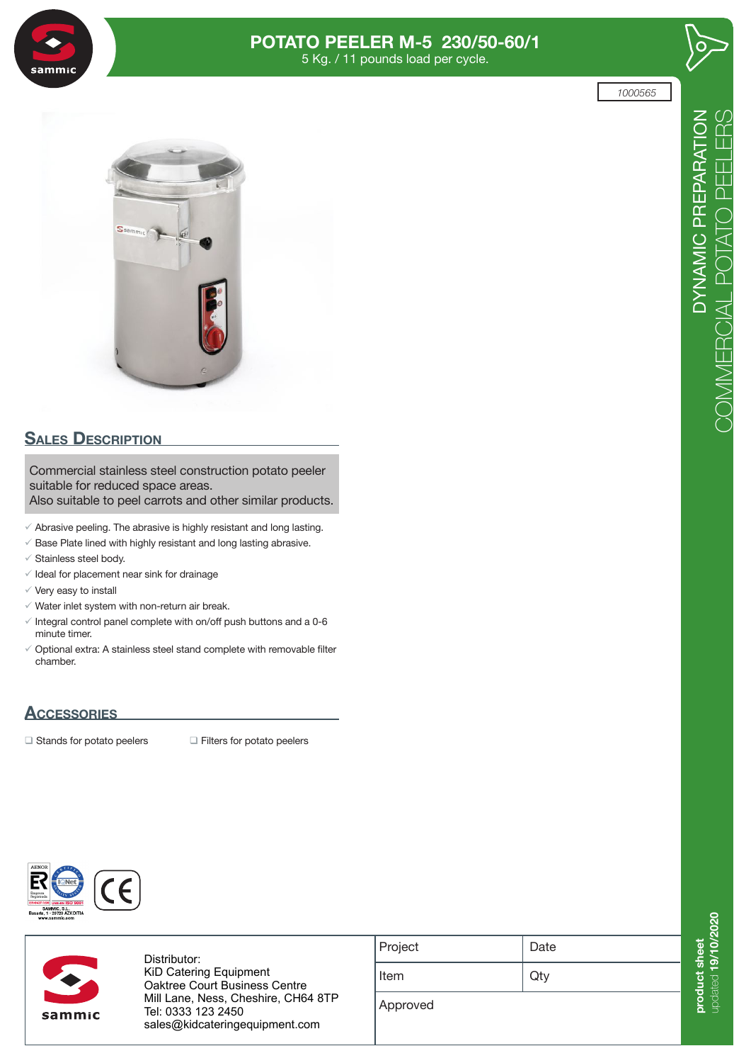# POTATO PEELER M-5 230/50-60/1

5 Kg. / 11 pounds load per cycle.

1000565

DYNAMIC PREPARATION
COMMERCIAL POTATO PEELERS

## Sales Description

Commercial stainless steel construction potato peeler suitable for reduced space areas.
Also suitable to peel carrots and other similar products.

- Abrasive peeling. The abrasive is highly resistant and long lasting.
- Base Plate lined with highly resistant and long lasting abrasive.
- Stainless steel body.
- Ideal for placement near sink for drainage
- Very easy to install
- Water inlet system with non-return air break.
- Integral control panel complete with on/off push buttons and a 0-6 minute timer.
- Optional extra: A stainless steel stand complete with removable filter chamber.

## Accessories

- ❑ Stands for potato peelers
- ❑ Filters for potato peelers

Distributor:
KiD Catering Equipment
Oaktree Court Business Centre
Mill Lane, Ness, Cheshire, CH64 8TP
Tel: 0333 123 2450
sales@kidcateringequipment.com

| Project | Date |
|---|---|
| Item | Qty |
| Approved | |

product sheet
updated 19/10/2020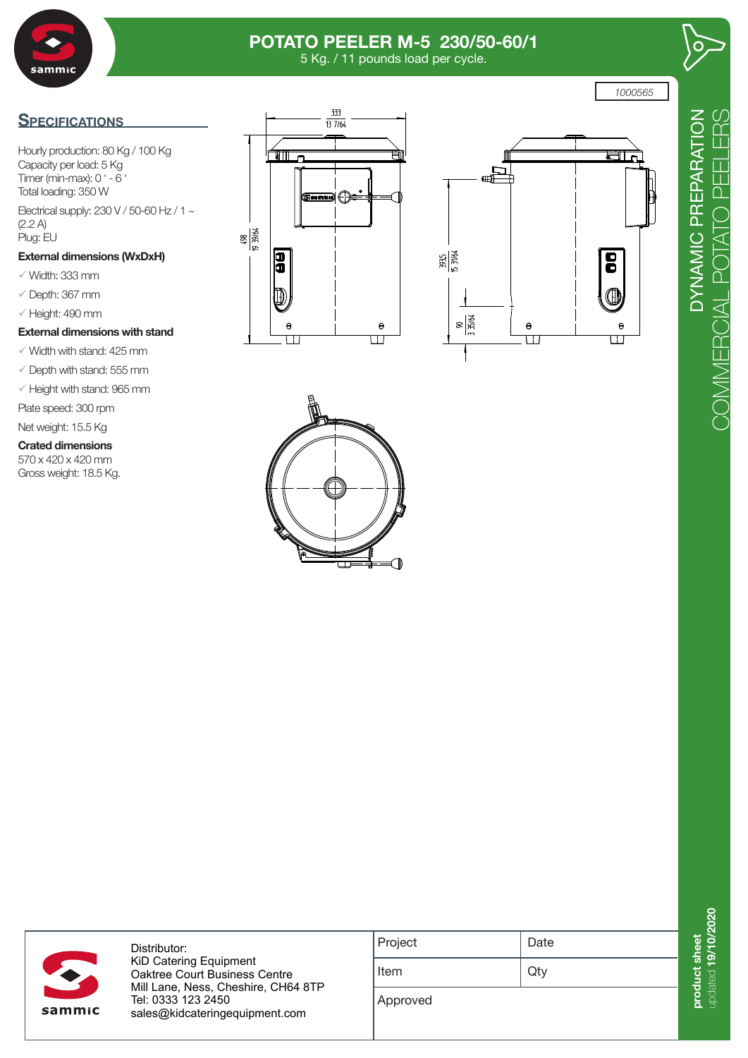# POTATO PEELER M-5 230/50-60/1

5 Kg. / 11 pounds load per cycle.

1000565

## SPECIFICATIONS

Hourly production: 80 Kg / 100 Kg
Capacity per load: 5 Kg
Timer (min-max): 0 ' - 6 '
Total loading: 350 W

Electrical supply: 230 V / 50-60 Hz / 1 ~ (2.2 A)
Plug: EU

**External dimensions (WxDxH)**

- ✓ Width: 333 mm
- ✓ Depth: 367 mm
- ✓ Height: 490 mm

**External dimensions with stand**

- ✓ Width with stand: 425 mm
- ✓ Depth with stand: 555 mm
- ✓ Height with stand: 965 mm

Plate speed: 300 rpm

Net weight: 15.5 Kg

**Crated dimensions**
570 x 420 x 420 mm
Gross weight: 18.5 Kg.

333
13 7/64

498
19 39/64

393.5
15 31/64

90
3 35/64

DYNAMIC PREPARATION
COMMERCIAL POTATO PEELERS

Distributor:
KiD Catering Equipment
Oaktree Court Business Centre
Mill Lane, Ness, Cheshire, CH64 8TP
Tel: 0333 123 2450
sales@kidcateringequipment.com

| | |
|---|---|
| Project | Date |
| Item | Qty |
| Approved | |

product sheet
updated 19/10/2020